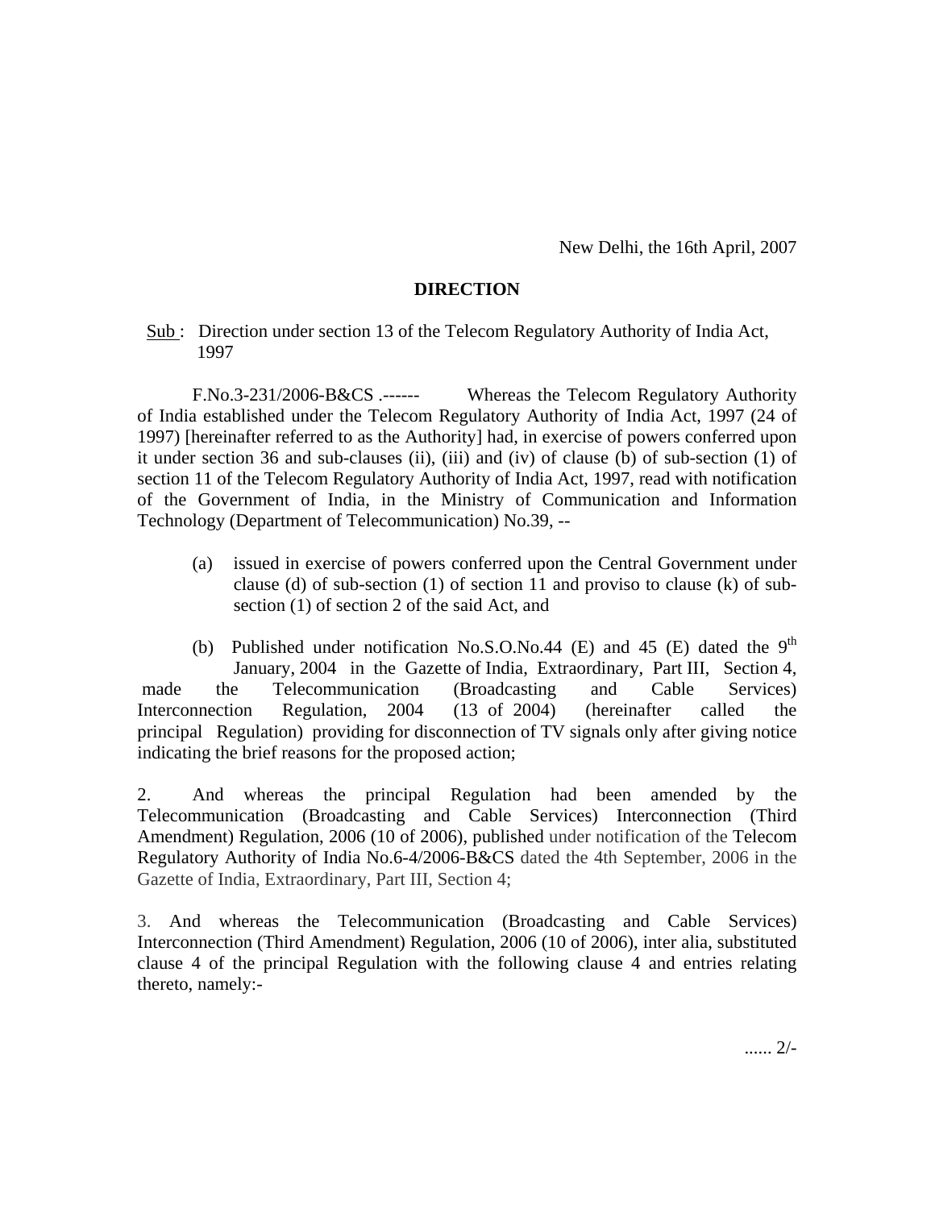New Delhi, the 16th April, 2007

**DIRECTION**

Sub : Direction under section 13 of the Telecom Regulatory Authority of India Act, 1997

F.No.3-231/2006-B&CS .------ Whereas the Telecom Regulatory Authority of India established under the Telecom Regulatory Authority of India Act, 1997 (24 of 1997) [hereinafter referred to as the Authority] had, in exercise of powers conferred upon it under section 36 and sub-clauses (ii), (iii) and (iv) of clause (b) of sub-section (1) of section 11 of the Telecom Regulatory Authority of India Act, 1997, read with notification of the Government of India, in the Ministry of Communication and Information Technology (Department of Telecommunication) No.39, --

(a) issued in exercise of powers conferred upon the Central Government under clause (d) of sub-section (1) of section 11 and proviso to clause (k) of sub-section (1) of section 2 of the said Act, and

(b) Published under notification No.S.O.No.44 (E) and 45 (E) dated the 9th January, 2004 in the Gazette of India, Extraordinary, Part III, Section 4,

made the Telecommunication (Broadcasting and Cable Services) Interconnection Regulation, 2004 (13 of 2004) (hereinafter called the principal Regulation) providing for disconnection of TV signals only after giving notice indicating the brief reasons for the proposed action;

2. And whereas the principal Regulation had been amended by the Telecommunication (Broadcasting and Cable Services) Interconnection (Third Amendment) Regulation, 2006 (10 of 2006), published under notification of the Telecom Regulatory Authority of India No.6-4/2006-B&CS dated the 4th September, 2006 in the Gazette of India, Extraordinary, Part III, Section 4;

3. And whereas the Telecommunication (Broadcasting and Cable Services) Interconnection (Third Amendment) Regulation, 2006 (10 of 2006), inter alia, substituted clause 4 of the principal Regulation with the following clause 4 and entries relating thereto, namely:-

...... 2/-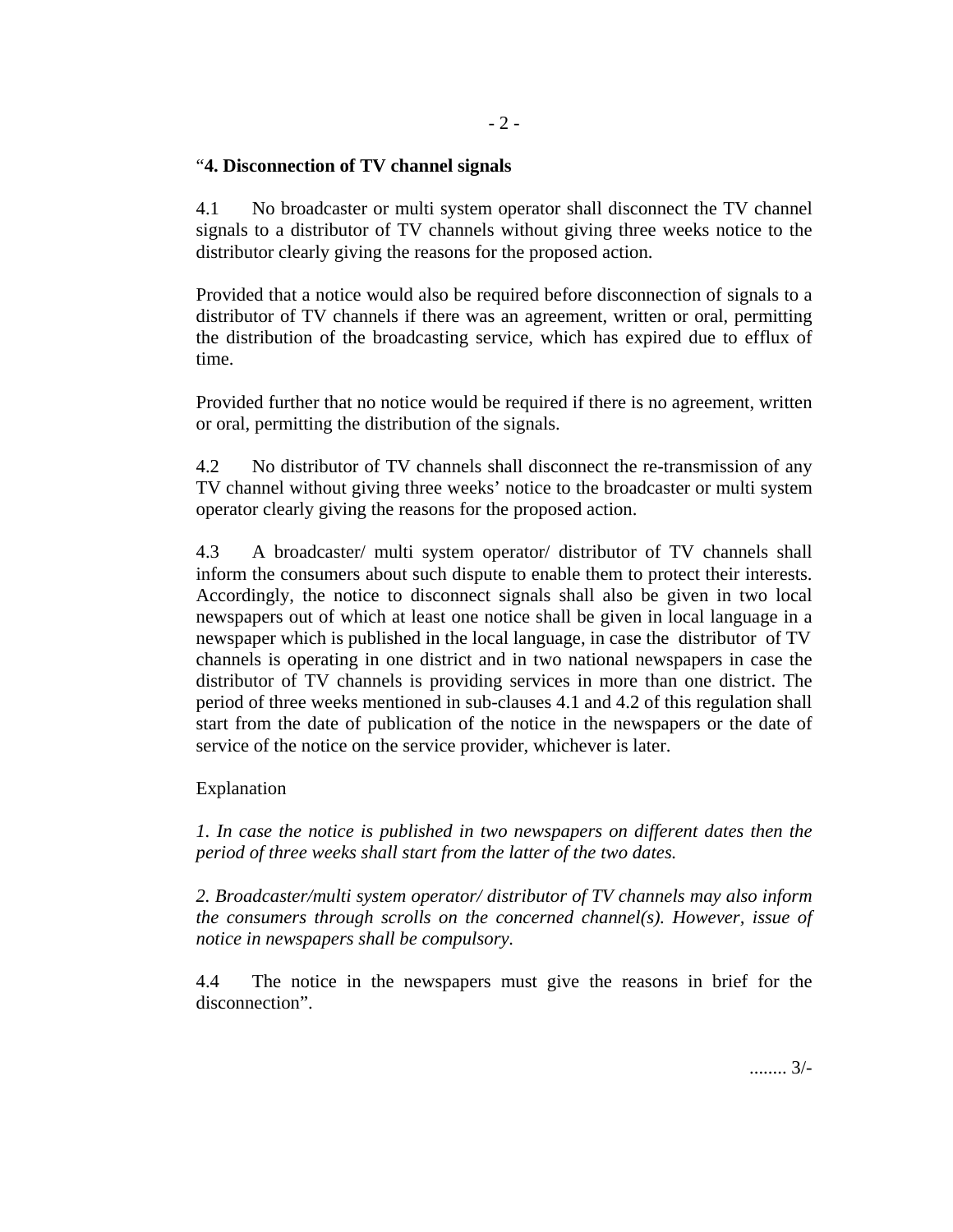"**4. Disconnection of TV channel signals**

4.1 No broadcaster or multi system operator shall disconnect the TV channel signals to a distributor of TV channels without giving three weeks notice to the distributor clearly giving the reasons for the proposed action.

Provided that a notice would also be required before disconnection of signals to a distributor of TV channels if there was an agreement, written or oral, permitting the distribution of the broadcasting service, which has expired due to efflux of time.

Provided further that no notice would be required if there is no agreement, written or oral, permitting the distribution of the signals.

4.2 No distributor of TV channels shall disconnect the re-transmission of any TV channel without giving three weeks' notice to the broadcaster or multi system operator clearly giving the reasons for the proposed action.

4.3 A broadcaster/ multi system operator/ distributor of TV channels shall inform the consumers about such dispute to enable them to protect their interests. Accordingly, the notice to disconnect signals shall also be given in two local newspapers out of which at least one notice shall be given in local language in a newspaper which is published in the local language, in case the distributor of TV channels is operating in one district and in two national newspapers in case the distributor of TV channels is providing services in more than one district. The period of three weeks mentioned in sub-clauses 4.1 and 4.2 of this regulation shall start from the date of publication of the notice in the newspapers or the date of service of the notice on the service provider, whichever is later.

Explanation

*1. In case the notice is published in two newspapers on different dates then the period of three weeks shall start from the latter of the two dates.*

*2. Broadcaster/multi system operator/ distributor of TV channels may also inform the consumers through scrolls on the concerned channel(s). However, issue of notice in newspapers shall be compulsory.*

4.4 The notice in the newspapers must give the reasons in brief for the disconnection".

........ 3/-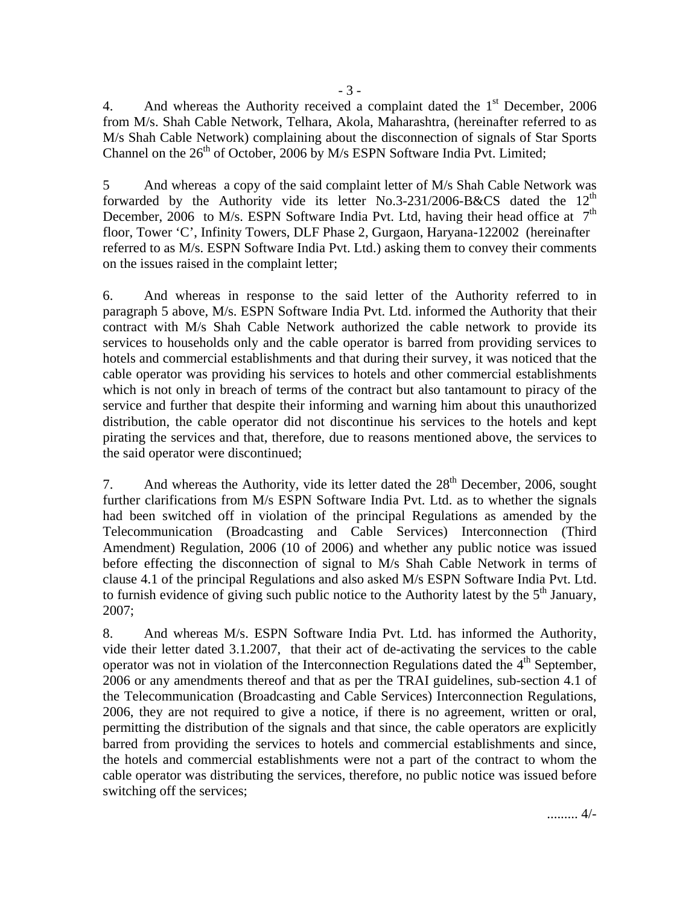4. And whereas the Authority received a complaint dated the 1st December, 2006 from M/s. Shah Cable Network, Telhara, Akola, Maharashtra, (hereinafter referred to as M/s Shah Cable Network) complaining about the disconnection of signals of Star Sports Channel on the 26th of October, 2006 by M/s ESPN Software India Pvt. Limited;

5 And whereas a copy of the said complaint letter of M/s Shah Cable Network was forwarded by the Authority vide its letter No.3-231/2006-B&CS dated the 12th December, 2006 to M/s. ESPN Software India Pvt. Ltd, having their head office at 7th floor, Tower 'C', Infinity Towers, DLF Phase 2, Gurgaon, Haryana-122002 (hereinafter referred to as M/s. ESPN Software India Pvt. Ltd.) asking them to convey their comments on the issues raised in the complaint letter;

6. And whereas in response to the said letter of the Authority referred to in paragraph 5 above, M/s. ESPN Software India Pvt. Ltd. informed the Authority that their contract with M/s Shah Cable Network authorized the cable network to provide its services to households only and the cable operator is barred from providing services to hotels and commercial establishments and that during their survey, it was noticed that the cable operator was providing his services to hotels and other commercial establishments which is not only in breach of terms of the contract but also tantamount to piracy of the service and further that despite their informing and warning him about this unauthorized distribution, the cable operator did not discontinue his services to the hotels and kept pirating the services and that, therefore, due to reasons mentioned above, the services to the said operator were discontinued;

7. And whereas the Authority, vide its letter dated the 28th December, 2006, sought further clarifications from M/s ESPN Software India Pvt. Ltd. as to whether the signals had been switched off in violation of the principal Regulations as amended by the Telecommunication (Broadcasting and Cable Services) Interconnection (Third Amendment) Regulation, 2006 (10 of 2006) and whether any public notice was issued before effecting the disconnection of signal to M/s Shah Cable Network in terms of clause 4.1 of the principal Regulations and also asked M/s ESPN Software India Pvt. Ltd. to furnish evidence of giving such public notice to the Authority latest by the 5th January, 2007;

8. And whereas M/s. ESPN Software India Pvt. Ltd. has informed the Authority, vide their letter dated 3.1.2007, that their act of de-activating the services to the cable operator was not in violation of the Interconnection Regulations dated the 4th September, 2006 or any amendments thereof and that as per the TRAI guidelines, sub-section 4.1 of the Telecommunication (Broadcasting and Cable Services) Interconnection Regulations, 2006, they are not required to give a notice, if there is no agreement, written or oral, permitting the distribution of the signals and that since, the cable operators are explicitly barred from providing the services to hotels and commercial establishments and since, the hotels and commercial establishments were not a part of the contract to whom the cable operator was distributing the services, therefore, no public notice was issued before switching off the services;

......... 4/-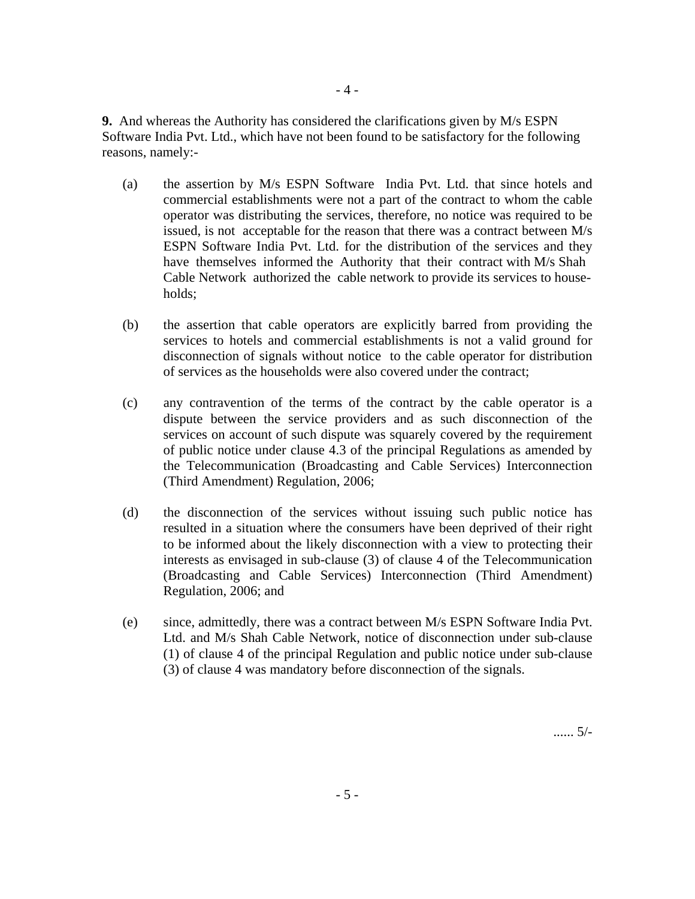**9.** And whereas the Authority has considered the clarifications given by M/s ESPN Software India Pvt. Ltd., which have not been found to be satisfactory for the following reasons, namely:-

(a) the assertion by M/s ESPN Software India Pvt. Ltd. that since hotels and commercial establishments were not a part of the contract to whom the cable operator was distributing the services, therefore, no notice was required to be issued, is not acceptable for the reason that there was a contract between M/s ESPN Software India Pvt. Ltd. for the distribution of the services and they have themselves informed the Authority that their contract with M/s Shah Cable Network authorized the cable network to provide its services to households;

(b) the assertion that cable operators are explicitly barred from providing the services to hotels and commercial establishments is not a valid ground for disconnection of signals without notice to the cable operator for distribution of services as the households were also covered under the contract;

(c) any contravention of the terms of the contract by the cable operator is a dispute between the service providers and as such disconnection of the services on account of such dispute was squarely covered by the requirement of public notice under clause 4.3 of the principal Regulations as amended by the Telecommunication (Broadcasting and Cable Services) Interconnection (Third Amendment) Regulation, 2006;

(d) the disconnection of the services without issuing such public notice has resulted in a situation where the consumers have been deprived of their right to be informed about the likely disconnection with a view to protecting their interests as envisaged in sub-clause (3) of clause 4 of the Telecommunication (Broadcasting and Cable Services) Interconnection (Third Amendment) Regulation, 2006; and

(e) since, admittedly, there was a contract between M/s ESPN Software India Pvt. Ltd. and M/s Shah Cable Network, notice of disconnection under sub-clause (1) of clause 4 of the principal Regulation and public notice under sub-clause (3) of clause 4 was mandatory before disconnection of the signals.

...... 5/-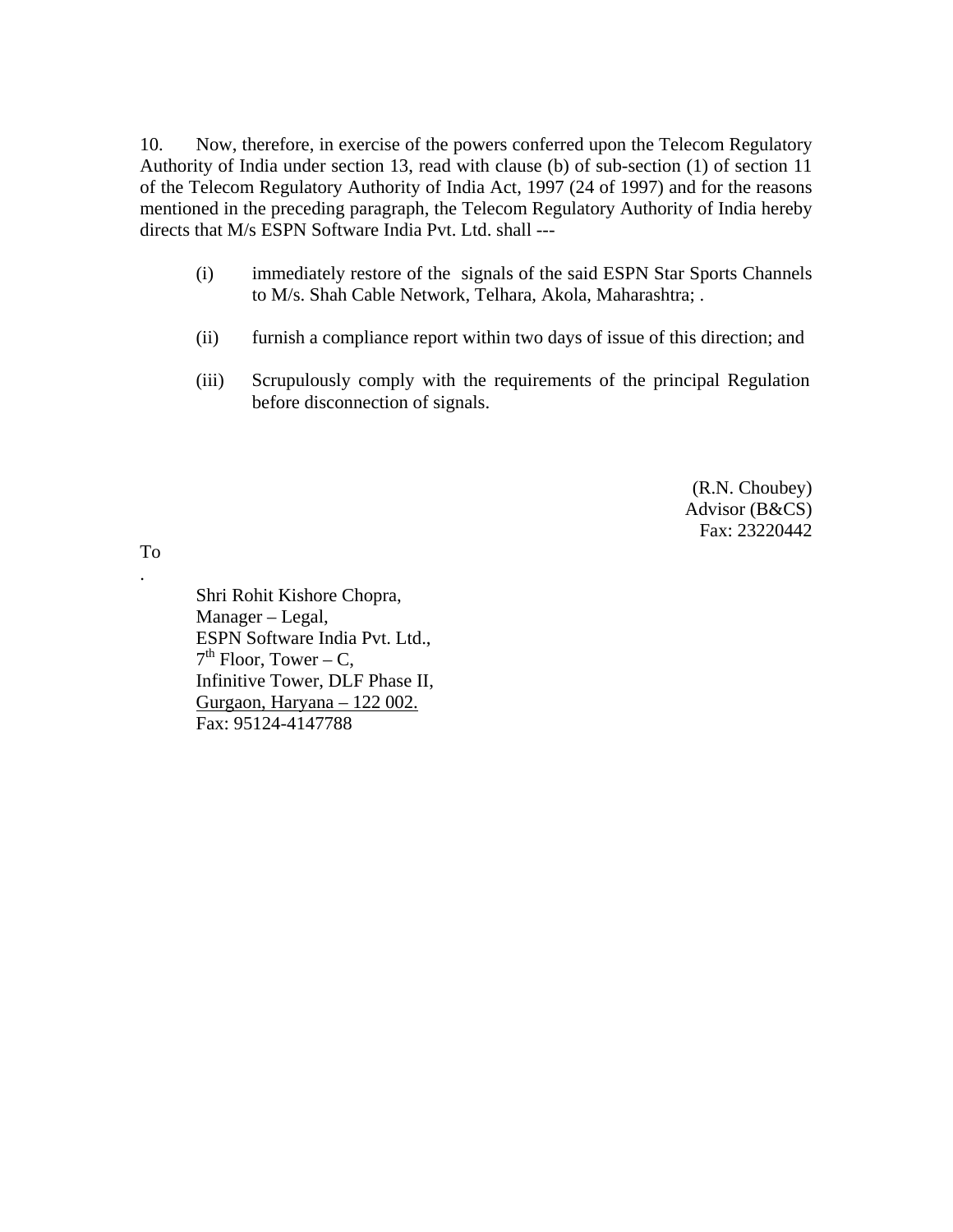10. Now, therefore, in exercise of the powers conferred upon the Telecom Regulatory Authority of India under section 13, read with clause (b) of sub-section (1) of section 11 of the Telecom Regulatory Authority of India Act, 1997 (24 of 1997) and for the reasons mentioned in the preceding paragraph, the Telecom Regulatory Authority of India hereby directs that M/s ESPN Software India Pvt. Ltd. shall ---

(i) immediately restore of the signals of the said ESPN Star Sports Channels to M/s. Shah Cable Network, Telhara, Akola, Maharashtra; .

(ii) furnish a compliance report within two days of issue of this direction; and

(iii) Scrupulously comply with the requirements of the principal Regulation before disconnection of signals.

(R.N. Choubey)
Advisor (B&CS)
Fax: 23220442

To
.

Shri Rohit Kishore Chopra,
Manager – Legal,
ESPN Software India Pvt. Ltd.,
7th Floor, Tower – C,
Infinitive Tower, DLF Phase II,
Gurgaon, Haryana – 122 002.
Fax: 95124-4147788